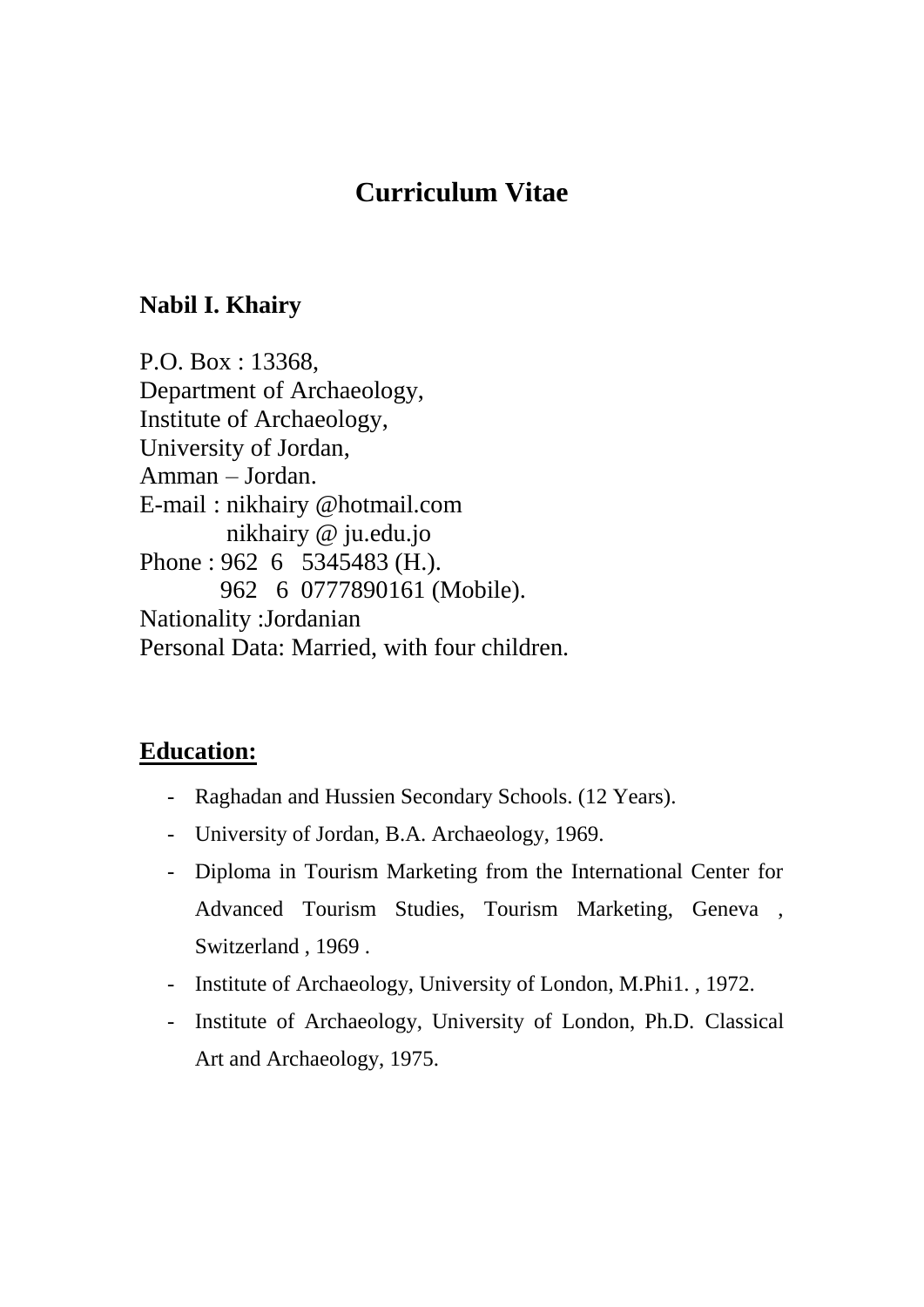# Curriculum Vitae

**Nabil I. Khairy**

P.O. Box : 13368,
Department of Archaeology,
Institute of Archaeology,
University of Jordan,
Amman – Jordan.
E-mail : nikhairy @hotmail.com
nikhairy @ ju.edu.jo
Phone : 962 6 5345483 (H.).
962 6 0777890161 (Mobile).
Nationality :Jordanian
Personal Data: Married, with four children.

## Education:

- Raghadan and Hussien Secondary Schools. (12 Years).
- University of Jordan, B.A. Archaeology, 1969.
- Diploma in Tourism Marketing from the International Center for Advanced Tourism Studies, Tourism Marketing, Geneva , Switzerland , 1969 .
- Institute of Archaeology, University of London, M.Phi1. , 1972.
- Institute of Archaeology, University of London, Ph.D. Classical Art and Archaeology, 1975.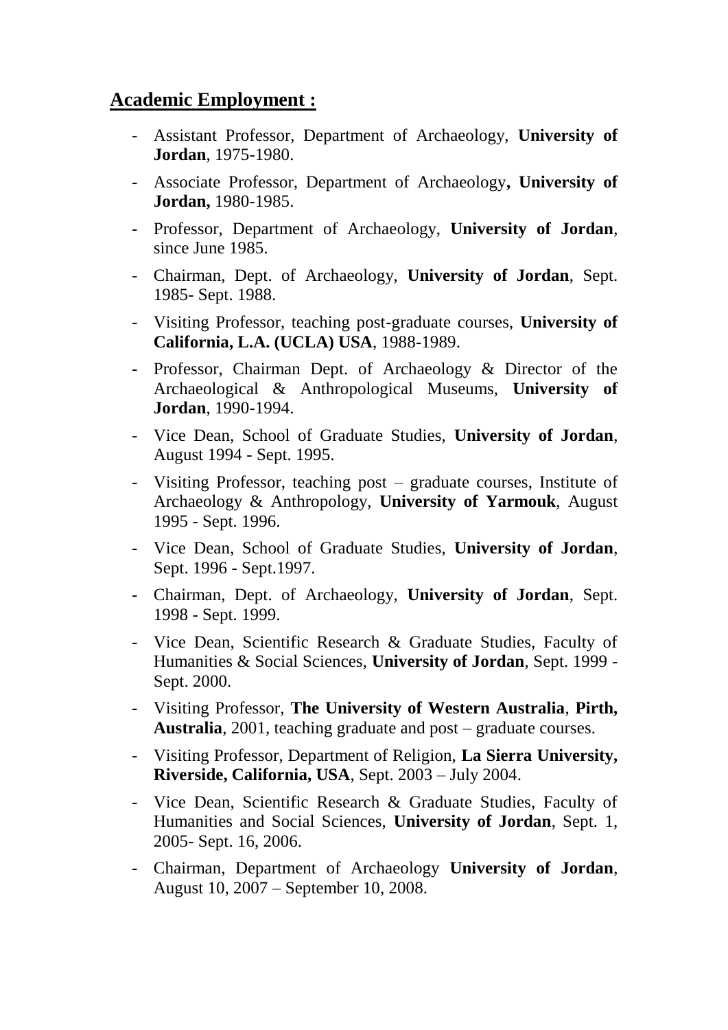## Academic Employment :

- Assistant Professor, Department of Archaeology, **University of Jordan**, 1975-1980.
- Associate Professor, Department of Archaeology**, University of Jordan,** 1980-1985.
- Professor, Department of Archaeology, **University of Jordan**, since June 1985.
- Chairman, Dept. of Archaeology, **University of Jordan**, Sept. 1985- Sept. 1988.
- Visiting Professor, teaching post-graduate courses, **University of California, L.A. (UCLA) USA**, 1988-1989.
- Professor, Chairman Dept. of Archaeology & Director of the Archaeological & Anthropological Museums, **University of Jordan**, 1990-1994.
- Vice Dean, School of Graduate Studies, **University of Jordan**, August 1994 - Sept. 1995.
- Visiting Professor, teaching post – graduate courses, Institute of Archaeology & Anthropology, **University of Yarmouk**, August 1995 - Sept. 1996.
- Vice Dean, School of Graduate Studies, **University of Jordan**, Sept. 1996 - Sept.1997.
- Chairman, Dept. of Archaeology, **University of Jordan**, Sept. 1998 - Sept. 1999.
- Vice Dean, Scientific Research & Graduate Studies, Faculty of Humanities & Social Sciences, **University of Jordan**, Sept. 1999 - Sept. 2000.
- Visiting Professor, **The University of Western Australia**, **Pirth, Australia**, 2001, teaching graduate and post – graduate courses.
- Visiting Professor, Department of Religion, **La Sierra University, Riverside, California, USA**, Sept. 2003 – July 2004.
- Vice Dean, Scientific Research & Graduate Studies, Faculty of Humanities and Social Sciences, **University of Jordan**, Sept. 1, 2005- Sept. 16, 2006.
- Chairman, Department of Archaeology **University of Jordan**, August 10, 2007 – September 10, 2008.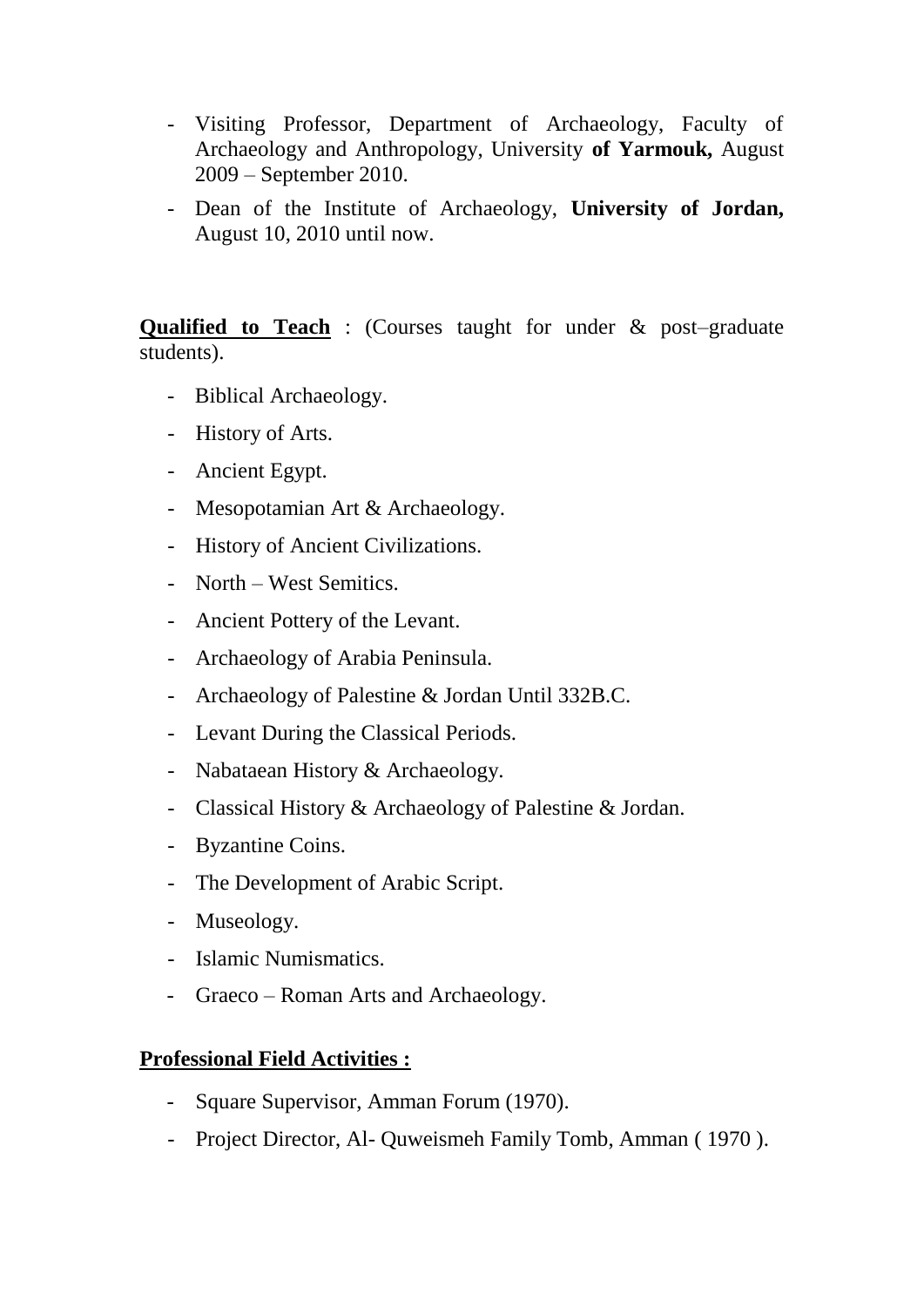- Visiting Professor, Department of Archaeology, Faculty of Archaeology and Anthropology, University **of Yarmouk,** August 2009 – September 2010.
- Dean of the Institute of Archaeology, **University of Jordan,** August 10, 2010 until now.

**Qualified to Teach** : (Courses taught for under & post–graduate students).

- Biblical Archaeology.
- History of Arts.
- Ancient Egypt.
- Mesopotamian Art & Archaeology.
- History of Ancient Civilizations.
- North – West Semitics.
- Ancient Pottery of the Levant.
- Archaeology of Arabia Peninsula.
- Archaeology of Palestine & Jordan Until 332B.C.
- Levant During the Classical Periods.
- Nabataean History & Archaeology.
- Classical History & Archaeology of Palestine & Jordan.
- Byzantine Coins.
- The Development of Arabic Script.
- Museology.
- Islamic Numismatics.
- Graeco – Roman Arts and Archaeology.

**Professional Field Activities :**

- Square Supervisor, Amman Forum (1970).
- Project Director, Al- Quweismeh Family Tomb, Amman ( 1970 ).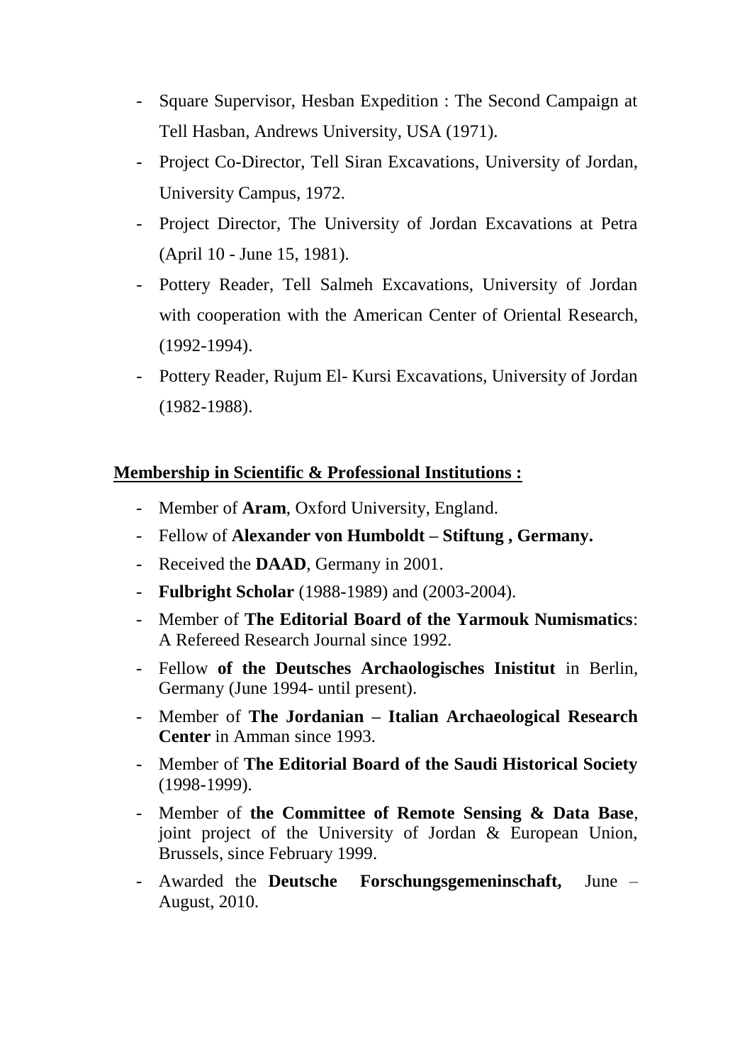- Square Supervisor, Hesban Expedition : The Second Campaign at Tell Hasban, Andrews University, USA (1971).
- Project Co-Director, Tell Siran Excavations, University of Jordan, University Campus, 1972.
- Project Director, The University of Jordan Excavations at Petra (April 10 - June 15, 1981).
- Pottery Reader, Tell Salmeh Excavations, University of Jordan with cooperation with the American Center of Oriental Research, (1992-1994).
- Pottery Reader, Rujum El- Kursi Excavations, University of Jordan (1982-1988).

**Membership in Scientific & Professional Institutions :**

- Member of **Aram**, Oxford University, England.
- Fellow of **Alexander von Humboldt – Stiftung , Germany.**
- Received the **DAAD**, Germany in 2001.
- **Fulbright Scholar** (1988-1989) and (2003-2004).
- Member of **The Editorial Board of the Yarmouk Numismatics**: A Refereed Research Journal since 1992.
- Fellow **of the Deutsches Archaologisches Inistitut** in Berlin, Germany (June 1994- until present).
- Member of **The Jordanian – Italian Archaeological Research Center** in Amman since 1993.
- Member of **The Editorial Board of the Saudi Historical Society** (1998-1999).
- Member of **the Committee of Remote Sensing & Data Base**, joint project of the University of Jordan & European Union, Brussels, since February 1999.
- Awarded the **Deutsche Forschungsgemeninschaft,** June – August, 2010.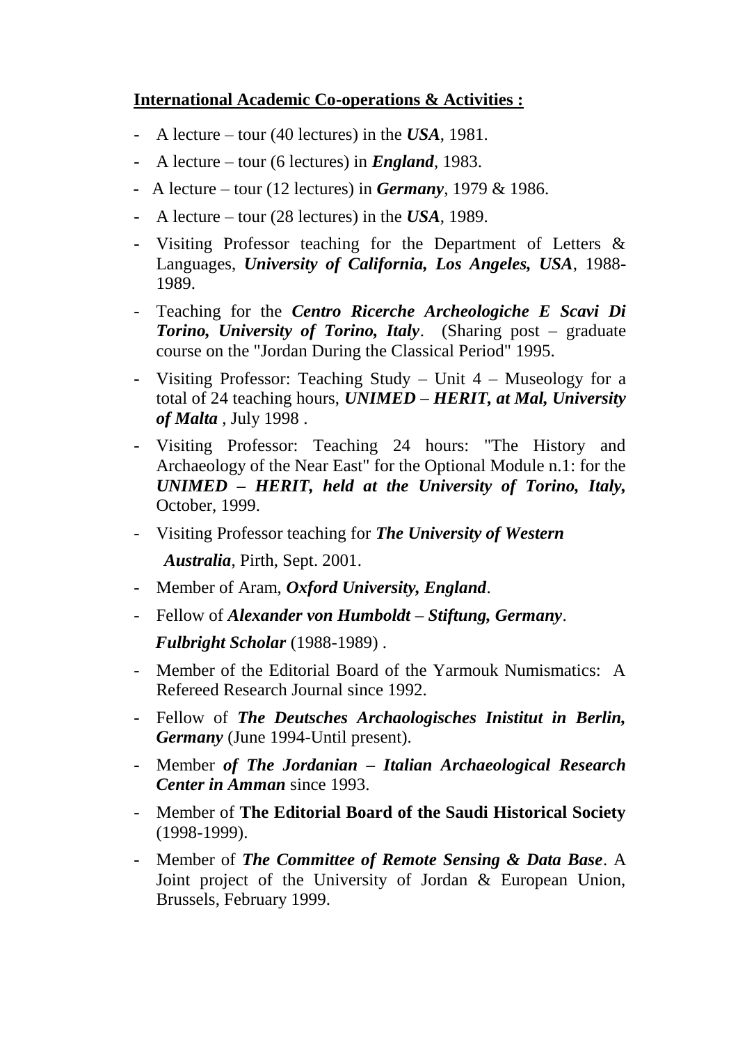**International Academic Co-operations & Activities :**

- A lecture – tour (40 lectures) in the ***USA***, 1981.
- A lecture – tour (6 lectures) in ***England***, 1983.
- A lecture – tour (12 lectures) in ***Germany***, 1979 & 1986.
- A lecture – tour (28 lectures) in the ***USA***, 1989.
- Visiting Professor teaching for the Department of Letters & Languages, ***University of California, Los Angeles, USA***, 1988-1989.
- Teaching for the ***Centro Ricerche Archeologiche E Scavi Di Torino, University of Torino, Italy***. (Sharing post – graduate course on the "Jordan During the Classical Period" 1995.
- Visiting Professor: Teaching Study – Unit 4 – Museology for a total of 24 teaching hours, ***UNIMED – HERIT, at Mal, University of Malta*** , July 1998 .
- Visiting Professor: Teaching 24 hours: "The History and Archaeology of the Near East" for the Optional Module n.1: for the ***UNIMED – HERIT, held at the University of Torino, Italy,*** October, 1999.
- Visiting Professor teaching for ***The University of Western Australia***, Pirth, Sept. 2001.
- Member of Aram, ***Oxford University, England***.
- Fellow of ***Alexander von Humboldt – Stiftung, Germany***.
  ***Fulbright Scholar*** (1988-1989) .
- Member of the Editorial Board of the Yarmouk Numismatics: A Refereed Research Journal since 1992.
- Fellow of ***The Deutsches Archaologisches Inistitut in Berlin, Germany*** (June 1994-Until present).
- Member ***of The Jordanian – Italian Archaeological Research Center in Amman*** since 1993.
- Member of **The Editorial Board of the Saudi Historical Society** (1998-1999).
- Member of ***The Committee of Remote Sensing & Data Base***. A Joint project of the University of Jordan & European Union, Brussels, February 1999.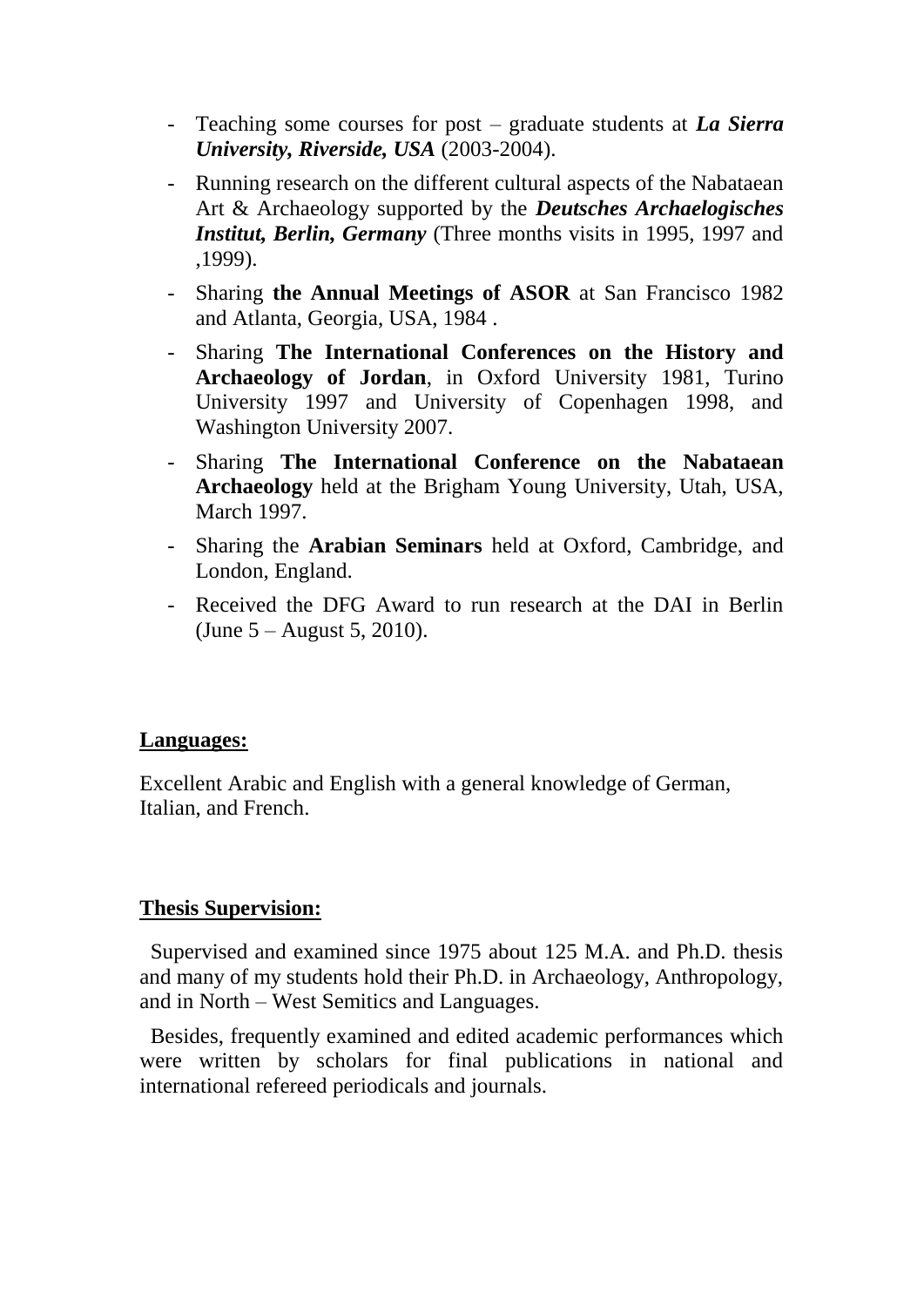- Teaching some courses for post – graduate students at ***La Sierra University, Riverside, USA*** (2003-2004).
- Running research on the different cultural aspects of the Nabataean Art & Archaeology supported by the ***Deutsches Archaelogisches Institut, Berlin, Germany*** (Three months visits in 1995, 1997 and ,1999).
- Sharing **the Annual Meetings of ASOR** at San Francisco 1982 and Atlanta, Georgia, USA, 1984 .
- Sharing **The International Conferences on the History and Archaeology of Jordan**, in Oxford University 1981, Turino University 1997 and University of Copenhagen 1998, and Washington University 2007.
- Sharing **The International Conference on the Nabataean Archaeology** held at the Brigham Young University, Utah, USA, March 1997.
- Sharing the **Arabian Seminars** held at Oxford, Cambridge, and London, England.
- Received the DFG Award to run research at the DAI in Berlin (June 5 – August 5, 2010).

**Languages:**

Excellent Arabic and English with a general knowledge of German, Italian, and French.

**Thesis Supervision:**

Supervised and examined since 1975 about 125 M.A. and Ph.D. thesis and many of my students hold their Ph.D. in Archaeology, Anthropology, and in North – West Semitics and Languages.

Besides, frequently examined and edited academic performances which were written by scholars for final publications in national and international refereed periodicals and journals.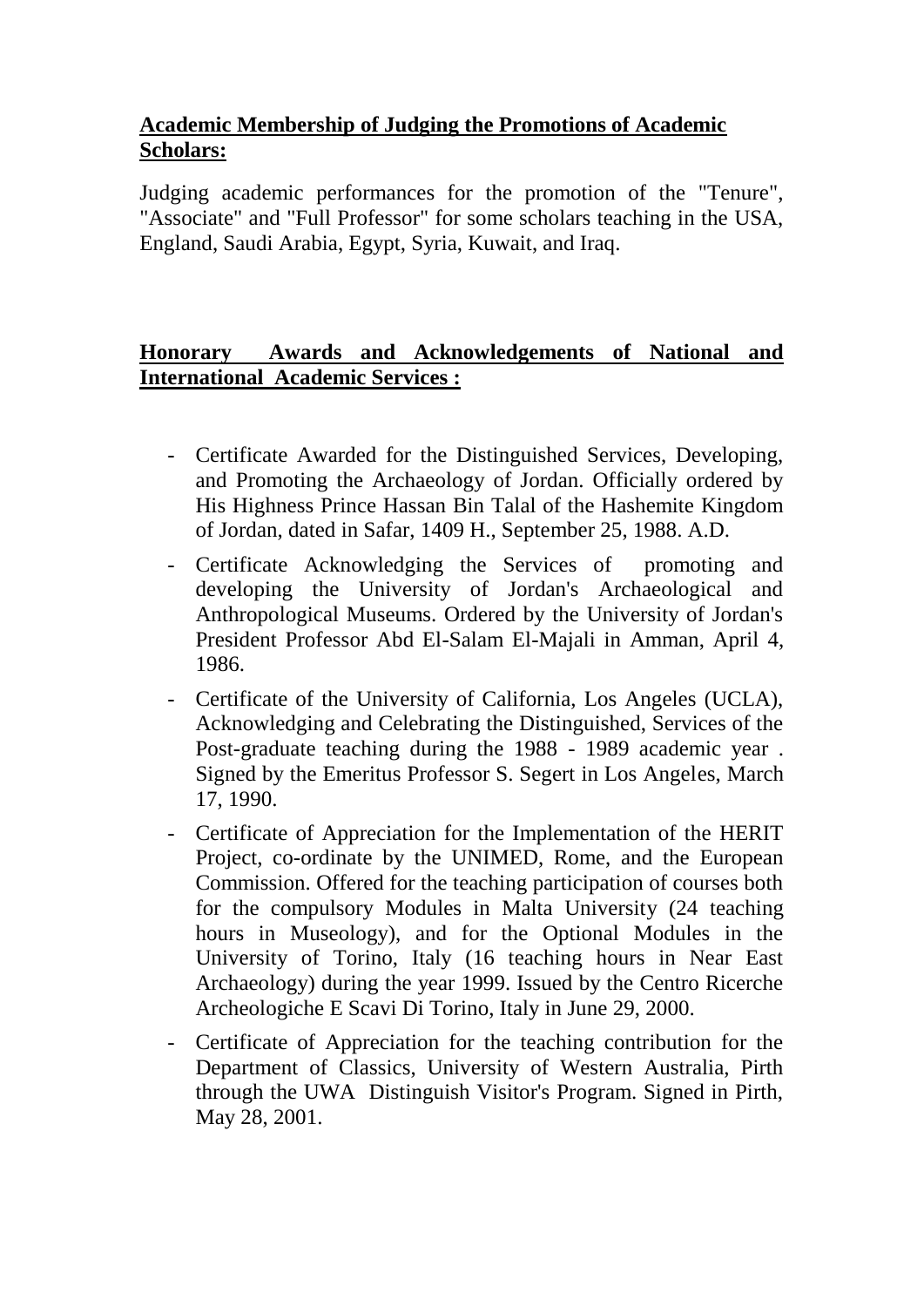**Academic Membership of Judging the Promotions of Academic Scholars:**

Judging academic performances for the promotion of the "Tenure", "Associate" and "Full Professor" for some scholars teaching in the USA, England, Saudi Arabia, Egypt, Syria, Kuwait, and Iraq.

**Honorary Awards and Acknowledgements of National and International Academic Services :**

- Certificate Awarded for the Distinguished Services, Developing, and Promoting the Archaeology of Jordan. Officially ordered by His Highness Prince Hassan Bin Talal of the Hashemite Kingdom of Jordan, dated in Safar, 1409 H., September 25, 1988. A.D.
- Certificate Acknowledging the Services of promoting and developing the University of Jordan's Archaeological and Anthropological Museums. Ordered by the University of Jordan's President Professor Abd El-Salam El-Majali in Amman, April 4, 1986.
- Certificate of the University of California, Los Angeles (UCLA), Acknowledging and Celebrating the Distinguished, Services of the Post-graduate teaching during the 1988 - 1989 academic year . Signed by the Emeritus Professor S. Segert in Los Angeles, March 17, 1990.
- Certificate of Appreciation for the Implementation of the HERIT Project, co-ordinate by the UNIMED, Rome, and the European Commission. Offered for the teaching participation of courses both for the compulsory Modules in Malta University (24 teaching hours in Museology), and for the Optional Modules in the University of Torino, Italy (16 teaching hours in Near East Archaeology) during the year 1999. Issued by the Centro Ricerche Archeologiche E Scavi Di Torino, Italy in June 29, 2000.
- Certificate of Appreciation for the teaching contribution for the Department of Classics, University of Western Australia, Pirth through the UWA Distinguish Visitor's Program. Signed in Pirth, May 28, 2001.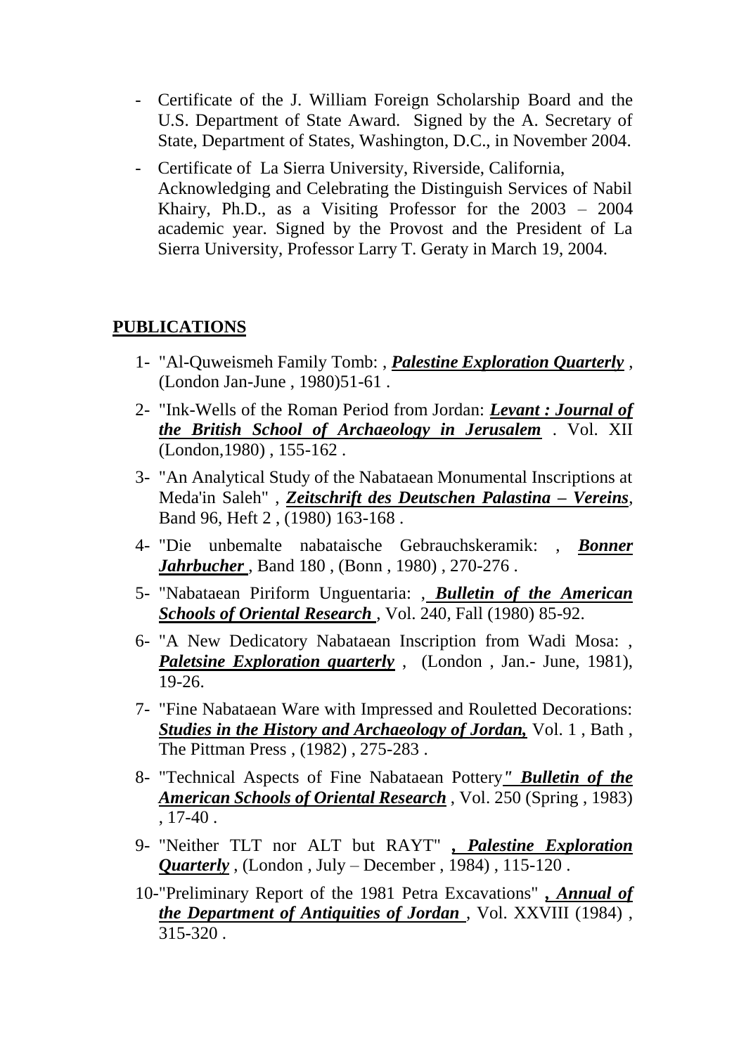- Certificate of the J. William Foreign Scholarship Board and the U.S. Department of State Award. Signed by the A. Secretary of State, Department of States, Washington, D.C., in November 2004.
- Certificate of La Sierra University, Riverside, California, Acknowledging and Celebrating the Distinguish Services of Nabil Khairy, Ph.D., as a Visiting Professor for the 2003 – 2004 academic year. Signed by the Provost and the President of La Sierra University, Professor Larry T. Geraty in March 19, 2004.

## PUBLICATIONS

1- "Al-Quweismeh Family Tomb: , ***Palestine Exploration Quarterly*** , (London Jan-June , 1980)51-61 .

2- "Ink-Wells of the Roman Period from Jordan: ***Levant : Journal of the British School of Archaeology in Jerusalem*** . Vol. XII (London,1980) , 155-162 .

3- "An Analytical Study of the Nabataean Monumental Inscriptions at Meda'in Saleh" , ***Zeitschrift des Deutschen Palastina – Vereins***, Band 96, Heft 2 , (1980) 163-168 .

4- "Die unbemalte nabataische Gebrauchskeramik: , ***Bonner Jahrbucher*** , Band 180 , (Bonn , 1980) , 270-276 .

5- "Nabataean Piriform Unguentaria: , ***Bulletin of the American Schools of Oriental Research*** , Vol. 240, Fall (1980) 85-92.

6- "A New Dedicatory Nabataean Inscription from Wadi Mosa: , ***Paletsine Exploration quarterly*** , (London , Jan.- June, 1981), 19-26.

7- "Fine Nabataean Ware with Impressed and Rouletted Decorations: ***Studies in the History and Archaeology of Jordan,*** Vol. 1 , Bath , The Pittman Press , (1982) , 275-283 .

8- "Technical Aspects of Fine Nabataean Pottery***" Bulletin of the American Schools of Oriental Research*** , Vol. 250 (Spring , 1983) , 17-40 .

9- "Neither TLT nor ALT but RAYT" ***, Palestine Exploration Quarterly*** , (London , July – December , 1984) , 115-120 .

10-"Preliminary Report of the 1981 Petra Excavations" ***, Annual of the Department of Antiquities of Jordan*** , Vol. XXVIII (1984) , 315-320 .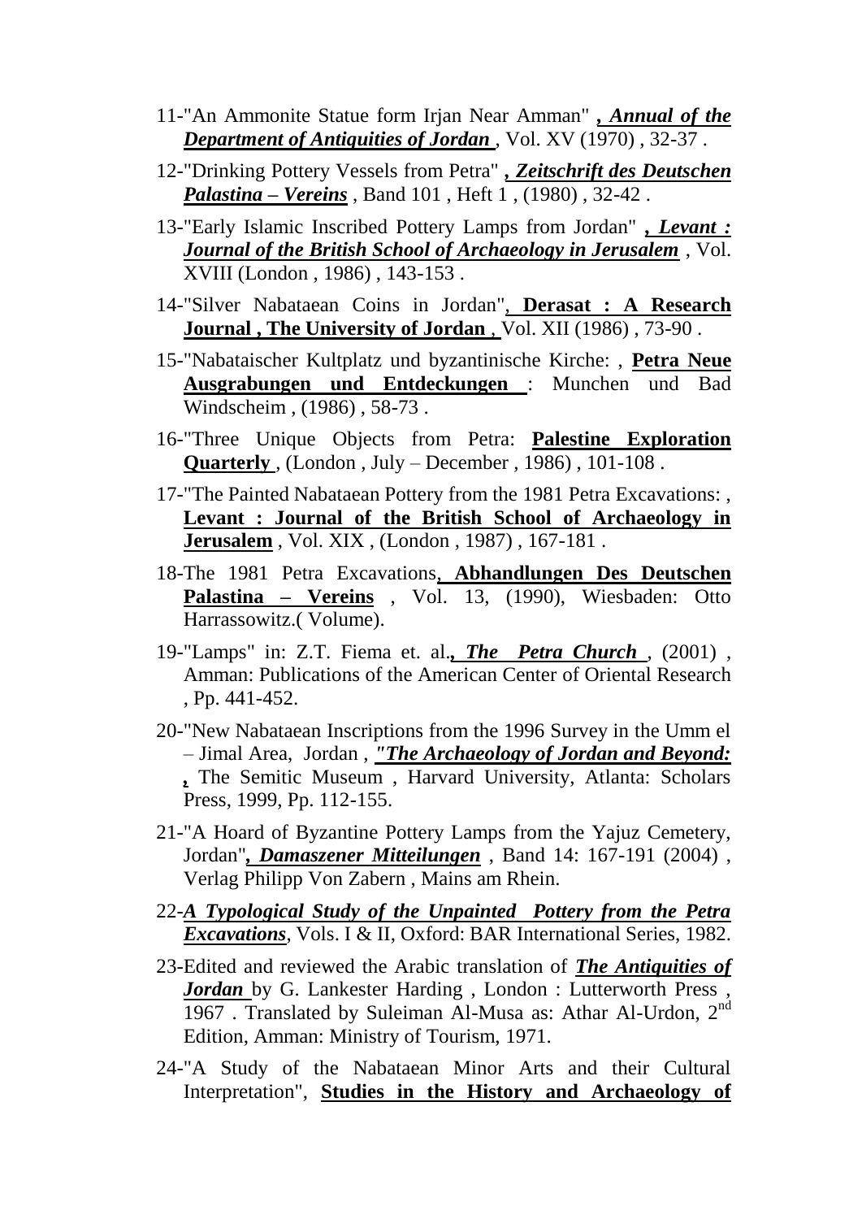11-"An Ammonite Statue form Irjan Near Amman" ***, Annual of the Department of Antiquities of Jordan*** , Vol. XV (1970) , 32-37 .

12-"Drinking Pottery Vessels from Petra" ***, Zeitschrift des Deutschen Palastina – Vereins*** , Band 101 , Heft 1 , (1980) , 32-42 .

13-"Early Islamic Inscribed Pottery Lamps from Jordan" ***, Levant : Journal of the British School of Archaeology in Jerusalem*** , Vol. XVIII (London , 1986) , 143-153 .

14-"Silver Nabataean Coins in Jordan", **Derasat : A Research Journal , The University of Jordan** , Vol. XII (1986) , 73-90 .

15-"Nabataischer Kultplatz und byzantinische Kirche: , **Petra Neue Ausgrabungen und Entdeckungen** : Munchen und Bad Windscheim , (1986) , 58-73 .

16-"Three Unique Objects from Petra: **Palestine Exploration Quarterly** , (London , July – December , 1986) , 101-108 .

17-"The Painted Nabataean Pottery from the 1981 Petra Excavations: , **Levant : Journal of the British School of Archaeology in Jerusalem** , Vol. XIX , (London , 1987) , 167-181 .

18-The 1981 Petra Excavations, **Abhandlungen Des Deutschen Palastina – Vereins** , Vol. 13, (1990), Wiesbaden: Otto Harrassowitz.( Volume).

19-"Lamps" in: Z.T. Fiema et. al.***, The Petra Church*** , (2001) , Amman: Publications of the American Center of Oriental Research , Pp. 441-452.

20-"New Nabataean Inscriptions from the 1996 Survey in the Umm el – Jimal Area, Jordan , ***"The Archaeology of Jordan and Beyond:*** **,** The Semitic Museum , Harvard University, Atlanta: Scholars Press, 1999, Pp. 112-155.

21-"A Hoard of Byzantine Pottery Lamps from the Yajuz Cemetery, Jordan"***, Damaszener Mitteilungen*** , Band 14: 167-191 (2004) , Verlag Philipp Von Zabern , Mains am Rhein.

22-***A Typological Study of the Unpainted Pottery from the Petra Excavations***, Vols. I & II, Oxford: BAR International Series, 1982.

23-Edited and reviewed the Arabic translation of ***The Antiquities of Jordan*** by G. Lankester Harding , London : Lutterworth Press , 1967 . Translated by Suleiman Al-Musa as: Athar Al-Urdon, 2nd Edition, Amman: Ministry of Tourism, 1971.

24-"A Study of the Nabataean Minor Arts and their Cultural Interpretation", **Studies in the History and Archaeology of**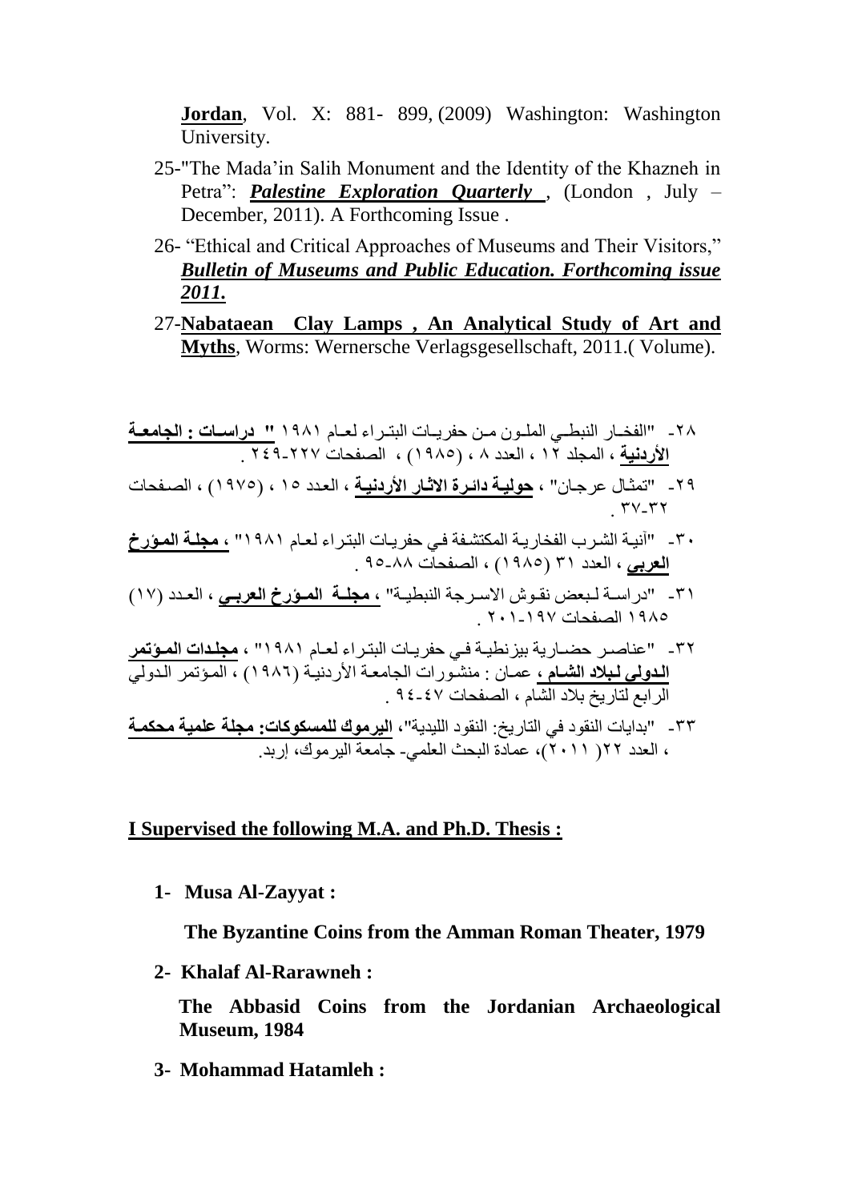**Jordan**, Vol. X: 881- 899, (2009) Washington: Washington University.

25-"The Mada'in Salih Monument and the Identity of the Khazneh in Petra": ***Palestine Exploration Quarterly*** , (London , July – December, 2011). A Forthcoming Issue .

26- "Ethical and Critical Approaches of Museums and Their Visitors," ***Bulletin of Museums and Public Education. Forthcoming issue 2011.***

27-**Nabataean Clay Lamps , An Analytical Study of Art and Myths**, Worms: Wernersche Verlagsgesellschaft, 2011.( Volume).

٢٨- "الفخار النبطي الملون من حفريات البتراء لعام ١٩٨١ " **دراسات : الجامعة الأردنية** ، المجلد ١٢ ، العدد ٨ ، (١٩٨٥) ، الصفحات ٢٢٧-٢٤٩ .

٢٩- "تمثال عرجان" ، **حولية دائرة الاثار الأردنية** ، العدد ١٥ ، (١٩٧٥) ، الصفحات ٣٢-٣٧ .

٣٠- "آنية الشرب الفخارية المكتشفة في حفريات البتراء لعام ١٩٨١" ، **مجلة المؤرخ العربي** ، العدد ٣١ (١٩٨٥) ، الصفحات ٨٨-٩٥ .

٣١- "دراسة لبعض نقوش الاسرجة النبطية" ، **مجلة المؤرخ العربي** ، العدد (١٧) ١٩٨٥ الصفحات ١٩٧-٢٠١ .

٣٢- "عناصر حضارية بيزنطية في حفريات البتراء لعام ١٩٨١" ، **مجلدات المؤتمر الدولي لبلاد الشام** ، عمان : منشورات الجامعة الأردنية (١٩٨٦) ، المؤتمر الدولي الرابع لتاريخ بلاد الشام ، الصفحات ٤٧-٩٤ .

٣٣- "بدايات النقود في التاريخ: النقود الليدية"، **اليرموك للمسكوكات: مجلة علمية محكمة** ، العدد ٢٢( ٢٠١١)، عمادة البحث العلمي- جامعة اليرموك، إربد.

**I Supervised the following M.A. and Ph.D. Thesis :**

**1- Musa Al-Zayyat :**

**The Byzantine Coins from the Amman Roman Theater, 1979**

**2- Khalaf Al-Rarawneh :**

**The Abbasid Coins from the Jordanian Archaeological Museum, 1984**

**3- Mohammad Hatamleh :**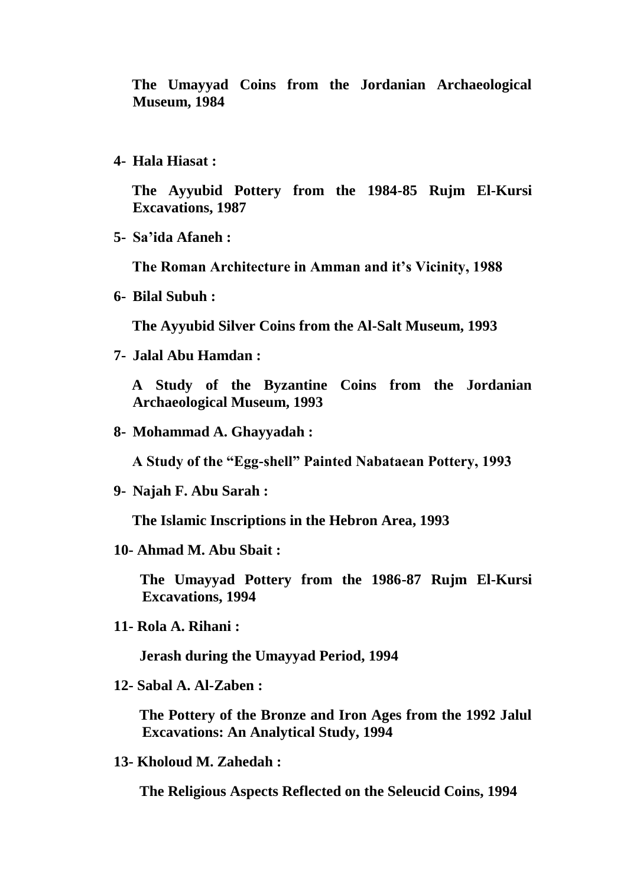**The Umayyad Coins from the Jordanian Archaeological Museum, 1984**

4- **Hala Hiasat :**

   **The Ayyubid Pottery from the 1984-85 Rujm El-Kursi Excavations, 1987**

5- **Sa'ida Afaneh :**

   **The Roman Architecture in Amman and it's Vicinity, 1988**

6- **Bilal Subuh :**

   **The Ayyubid Silver Coins from the Al-Salt Museum, 1993**

7- **Jalal Abu Hamdan :**

   **A Study of the Byzantine Coins from the Jordanian Archaeological Museum, 1993**

8- **Mohammad A. Ghayyadah :**

   **A Study of the "Egg-shell" Painted Nabataean Pottery, 1993**

9- **Najah F. Abu Sarah :**

   **The Islamic Inscriptions in the Hebron Area, 1993**

10- **Ahmad M. Abu Sbait :**

   **The Umayyad Pottery from the 1986-87 Rujm El-Kursi Excavations, 1994**

11- **Rola A. Rihani :**

   **Jerash during the Umayyad Period, 1994**

12- **Sabal A. Al-Zaben :**

   **The Pottery of the Bronze and Iron Ages from the 1992 Jalul Excavations: An Analytical Study, 1994**

13- **Kholoud M. Zahedah :**

   **The Religious Aspects Reflected on the Seleucid Coins, 1994**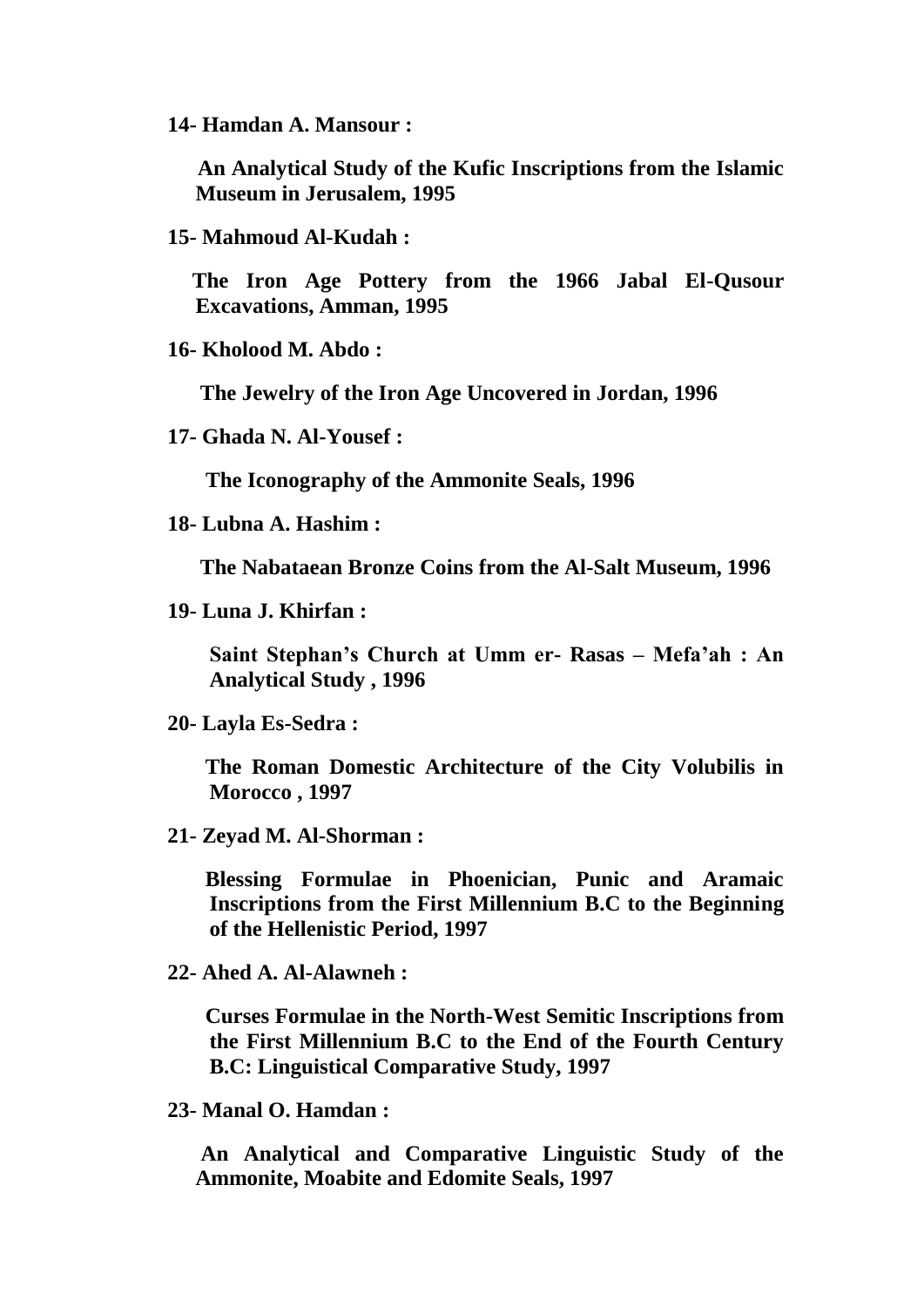**14- Hamdan A. Mansour :**

**An Analytical Study of the Kufic Inscriptions from the Islamic Museum in Jerusalem, 1995**

**15- Mahmoud Al-Kudah :**

**The Iron Age Pottery from the 1966 Jabal El-Qusour Excavations, Amman, 1995**

**16- Kholood M. Abdo :**

**The Jewelry of the Iron Age Uncovered in Jordan, 1996**

**17- Ghada N. Al-Yousef :**

**The Iconography of the Ammonite Seals, 1996**

**18- Lubna A. Hashim :**

**The Nabataean Bronze Coins from the Al-Salt Museum, 1996**

**19- Luna J. Khirfan :**

**Saint Stephan's Church at Umm er- Rasas – Mefa'ah : An Analytical Study , 1996**

**20- Layla Es-Sedra :**

**The Roman Domestic Architecture of the City Volubilis in Morocco , 1997**

**21- Zeyad M. Al-Shorman :**

**Blessing Formulae in Phoenician, Punic and Aramaic Inscriptions from the First Millennium B.C to the Beginning of the Hellenistic Period, 1997**

**22- Ahed A. Al-Alawneh :**

**Curses Formulae in the North-West Semitic Inscriptions from the First Millennium B.C to the End of the Fourth Century B.C: Linguistical Comparative Study, 1997**

**23- Manal O. Hamdan :**

**An Analytical and Comparative Linguistic Study of the Ammonite, Moabite and Edomite Seals, 1997**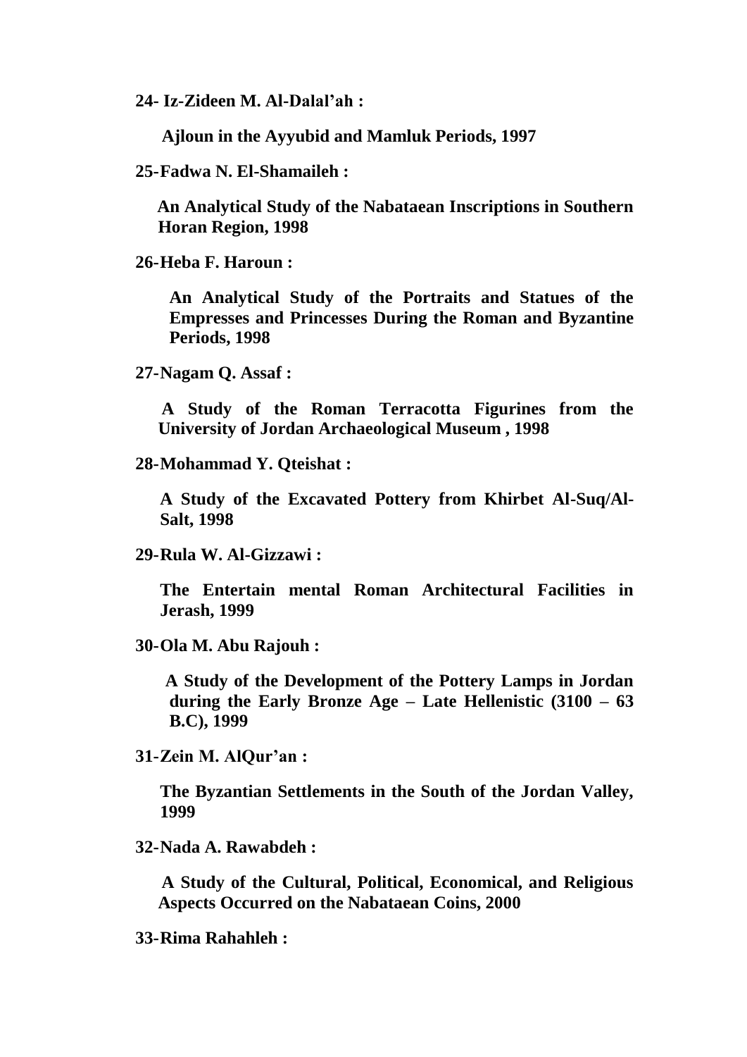**24- Iz-Zideen M. Al-Dalal'ah :**

**Ajloun in the Ayyubid and Mamluk Periods, 1997**

**25- Fadwa N. El-Shamaileh :**

**An Analytical Study of the Nabataean Inscriptions in Southern Horan Region, 1998**

**26- Heba F. Haroun :**

**An Analytical Study of the Portraits and Statues of the Empresses and Princesses During the Roman and Byzantine Periods, 1998**

**27- Nagam Q. Assaf :**

**A Study of the Roman Terracotta Figurines from the University of Jordan Archaeological Museum , 1998**

**28- Mohammad Y. Qteishat :**

**A Study of the Excavated Pottery from Khirbet Al-Suq/Al-Salt, 1998**

**29- Rula W. Al-Gizzawi :**

**The Entertain mental Roman Architectural Facilities in Jerash, 1999**

**30- Ola M. Abu Rajouh :**

**A Study of the Development of the Pottery Lamps in Jordan during the Early Bronze Age – Late Hellenistic (3100 – 63 B.C), 1999**

**31- Zein M. AlQur'an :**

**The Byzantian Settlements in the South of the Jordan Valley, 1999**

**32- Nada A. Rawabdeh :**

**A Study of the Cultural, Political, Economical, and Religious Aspects Occurred on the Nabataean Coins, 2000**

**33- Rima Rahahleh :**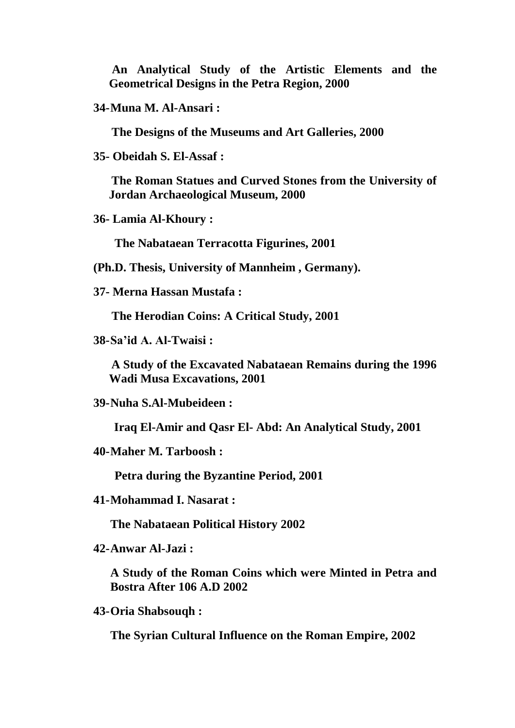**An Analytical Study of the Artistic Elements and the Geometrical Designs in the Petra Region, 2000**

**34-Muna M. Al-Ansari :**

**The Designs of the Museums and Art Galleries, 2000**

**35- Obeidah S. El-Assaf :**

**The Roman Statues and Curved Stones from the University of Jordan Archaeological Museum, 2000**

**36- Lamia Al-Khoury :**

**The Nabataean Terracotta Figurines, 2001**

**(Ph.D. Thesis, University of Mannheim , Germany).**

**37- Merna Hassan Mustafa :**

**The Herodian Coins: A Critical Study, 2001**

**38-Sa'id A. Al-Twaisi :**

**A Study of the Excavated Nabataean Remains during the 1996 Wadi Musa Excavations, 2001**

**39-Nuha S.Al-Mubeideen :**

**Iraq El-Amir and Qasr El- Abd: An Analytical Study, 2001**

**40-Maher M. Tarboosh :**

**Petra during the Byzantine Period, 2001**

**41-Mohammad I. Nasarat :**

**The Nabataean Political History 2002**

**42-Anwar Al-Jazi :**

**A Study of the Roman Coins which were Minted in Petra and Bostra After 106 A.D 2002**

**43-Oria Shabsouqh :**

**The Syrian Cultural Influence on the Roman Empire, 2002**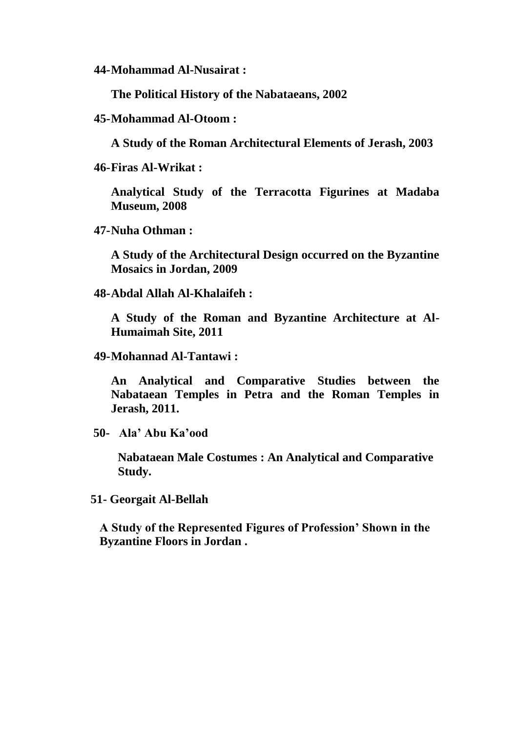**44- Mohammad Al-Nusairat :**

**The Political History of the Nabataeans, 2002**

**45- Mohammad Al-Otoom :**

**A Study of the Roman Architectural Elements of Jerash, 2003**

**46- Firas Al-Wrikat :**

**Analytical Study of the Terracotta Figurines at Madaba Museum, 2008**

**47- Nuha Othman :**

**A Study of the Architectural Design occurred on the Byzantine Mosaics in Jordan, 2009**

**48- Abdal Allah Al-Khalaifeh :**

**A Study of the Roman and Byzantine Architecture at Al-Humaimah Site, 2011**

**49- Mohannad Al-Tantawi :**

**An Analytical and Comparative Studies between the Nabataean Temples in Petra and the Roman Temples in Jerash, 2011.**

**50- Ala' Abu Ka'ood**

**Nabataean Male Costumes : An Analytical and Comparative Study.**

**51- Georgait Al-Bellah**

**A Study of the Represented Figures of Profession' Shown in the Byzantine Floors in Jordan .**